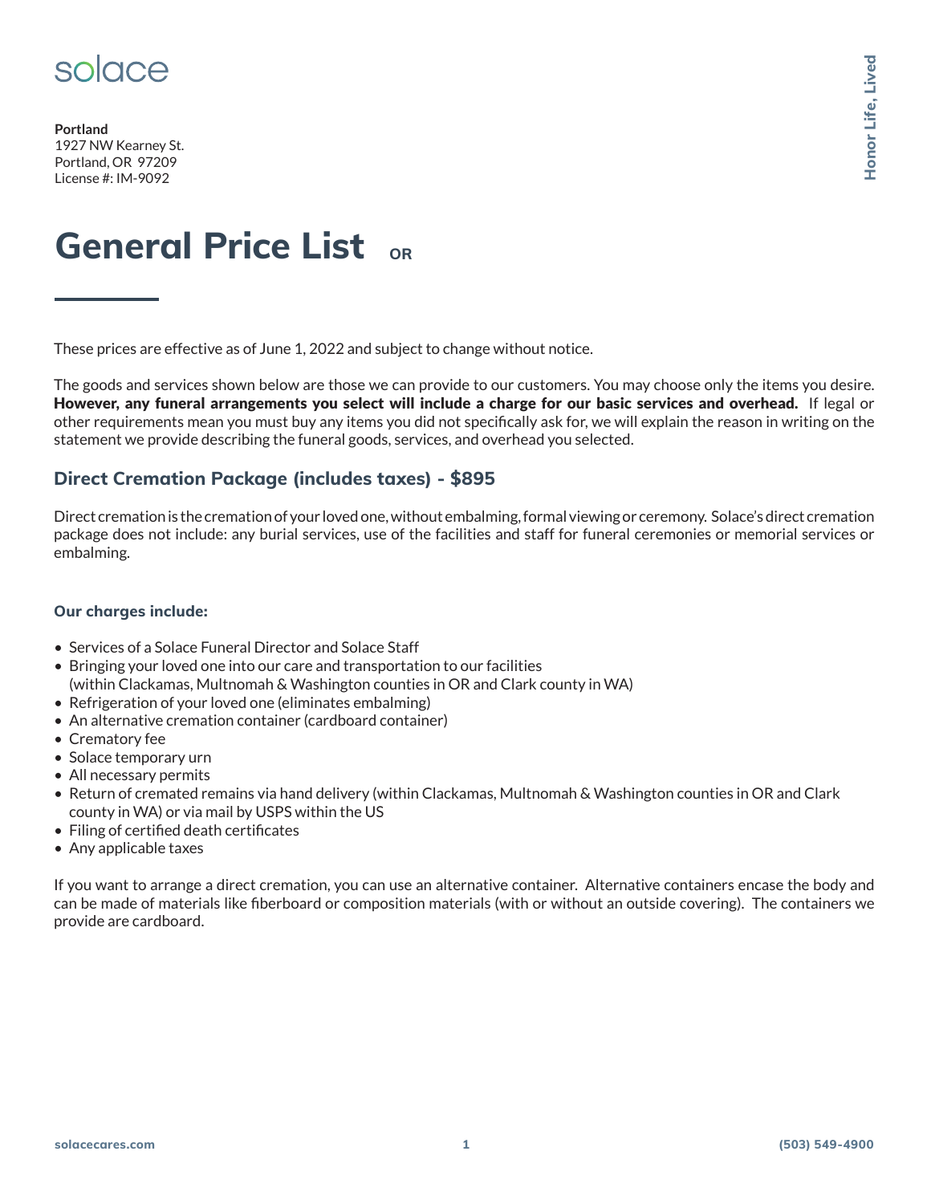solace

**Portland**
1927 NW Kearney St.
Portland, OR 97209
License #: IM-9092

Honor Life, Lived

# General Price List OR

These prices are effective as of June 1, 2022 and subject to change without notice.

The goods and services shown below are those we can provide to our customers. You may choose only the items you desire. **However, any funeral arrangements you select will include a charge for our basic services and overhead.** If legal or other requirements mean you must buy any items you did not specifically ask for, we will explain the reason in writing on the statement we provide describing the funeral goods, services, and overhead you selected.

## Direct Cremation Package (includes taxes) - $895

Direct cremation is the cremation of your loved one, without embalming, formal viewing or ceremony. Solace's direct cremation package does not include: any burial services, use of the facilities and staff for funeral ceremonies or memorial services or embalming.

### Our charges include:

- Services of a Solace Funeral Director and Solace Staff
- Bringing your loved one into our care and transportation to our facilities (within Clackamas, Multnomah & Washington counties in OR and Clark county in WA)
- Refrigeration of your loved one (eliminates embalming)
- An alternative cremation container (cardboard container)
- Crematory fee
- Solace temporary urn
- All necessary permits
- Return of cremated remains via hand delivery (within Clackamas, Multnomah & Washington counties in OR and Clark county in WA) or via mail by USPS within the US
- Filing of certified death certificates
- Any applicable taxes

If you want to arrange a direct cremation, you can use an alternative container. Alternative containers encase the body and can be made of materials like fiberboard or composition materials (with or without an outside covering). The containers we provide are cardboard.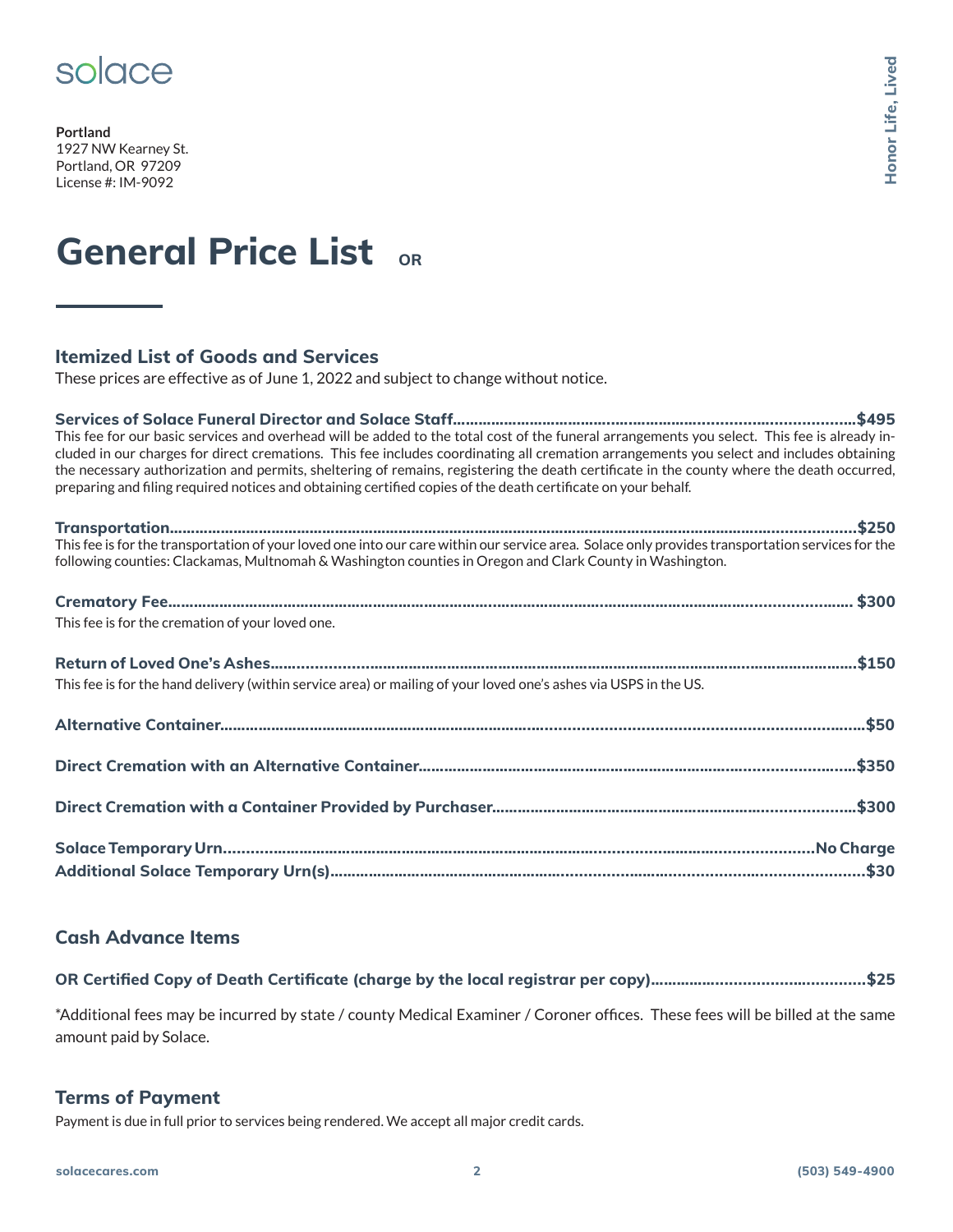solace

**Portland**
1927 NW Kearney St.
Portland, OR 97209
License #: IM-9092

Honor Life, Lived

# General Price List OR

## Itemized List of Goods and Services

These prices are effective as of June 1, 2022 and subject to change without notice.

**Services of Solace Funeral Director and Solace Staff..........$495**
This fee for our basic services and overhead will be added to the total cost of the funeral arrangements you select. This fee is already included in our charges for direct cremations. This fee includes coordinating all cremation arrangements you select and includes obtaining the necessary authorization and permits, sheltering of remains, registering the death certificate in the county where the death occurred, preparing and filing required notices and obtaining certified copies of the death certificate on your behalf.

**Transportation..........$250**
This fee is for the transportation of your loved one into our care within our service area. Solace only provides transportation services for the following counties: Clackamas, Multnomah & Washington counties in Oregon and Clark County in Washington.

**Crematory Fee..........$300**
This fee is for the cremation of your loved one.

**Return of Loved One's Ashes..........$150**
This fee is for the hand delivery (within service area) or mailing of your loved one's ashes via USPS in the US.

**Alternative Container..........$50**

**Direct Cremation with an Alternative Container..........$350**

**Direct Cremation with a Container Provided by Purchaser..........$300**

**Solace Temporary Urn..........No Charge**
**Additional Solace Temporary Urn(s)..........$30**

## Cash Advance Items

**OR Certified Copy of Death Certificate (charge by the local registrar per copy)..........$25**

*Additional fees may be incurred by state / county Medical Examiner / Coroner offices. These fees will be billed at the same amount paid by Solace.

## Terms of Payment

Payment is due in full prior to services being rendered. We accept all major credit cards.

solacecares.com (503) 549-4900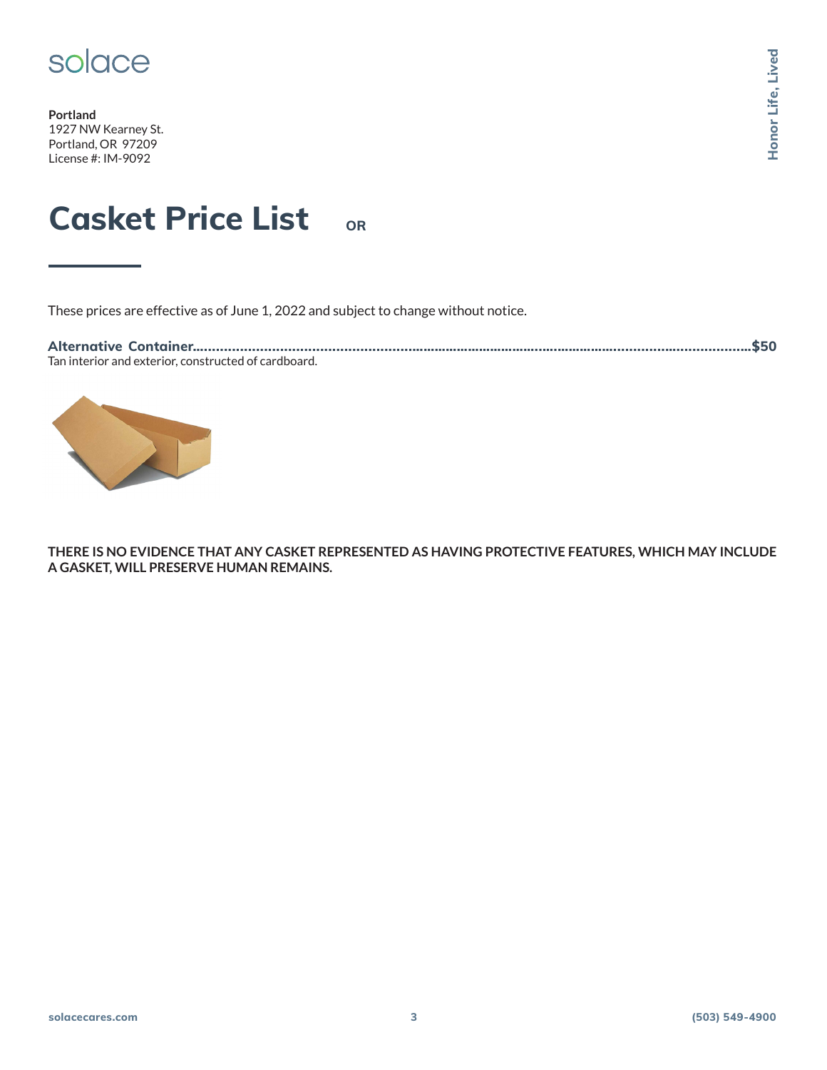solace

**Portland**
1927 NW Kearney St.
Portland, OR 97209
License #: IM-9092

Honor Life, Lived

# Casket Price List OR

These prices are effective as of June 1, 2022 and subject to change without notice.

**Alternative Container..........................................................................................................................................$50**
Tan interior and exterior, constructed of cardboard.

**THERE IS NO EVIDENCE THAT ANY CASKET REPRESENTED AS HAVING PROTECTIVE FEATURES, WHICH MAY INCLUDE A GASKET, WILL PRESERVE HUMAN REMAINS.**

solacecares.com

(503) 549-4900